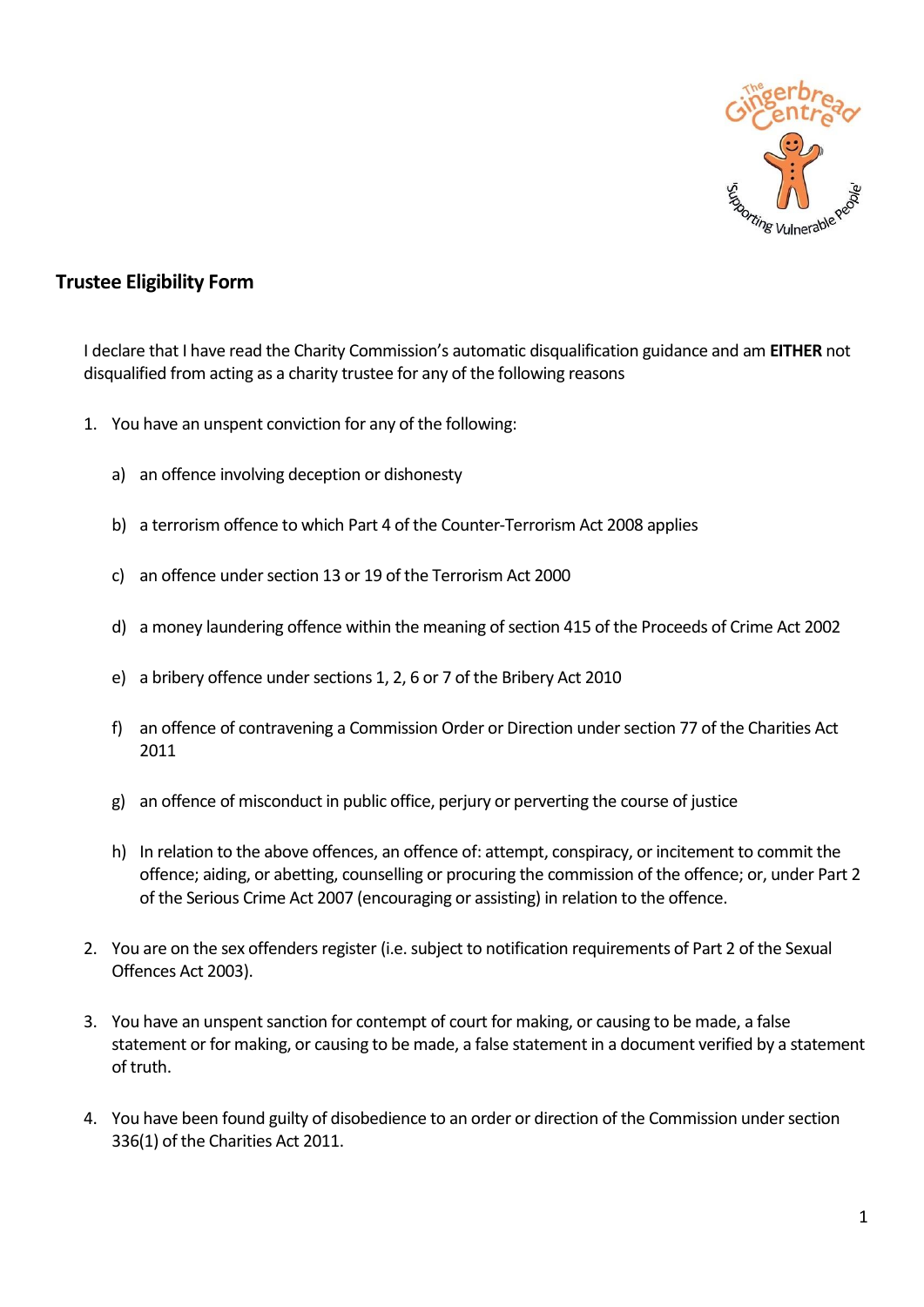## Trustee Eligibility Form

I declare that I have read the Charity Commission's automatic disqualification guidance and am **EITHER** not disqualified from acting as a charity trustee for any of the following reasons

1. You have an unspent conviction for any of the following:

   a) an offence involving deception or dishonesty

   b) a terrorism offence to which Part 4 of the Counter-Terrorism Act 2008 applies

   c) an offence under section 13 or 19 of the Terrorism Act 2000

   d) a money laundering offence within the meaning of section 415 of the Proceeds of Crime Act 2002

   e) a bribery offence under sections 1, 2, 6 or 7 of the Bribery Act 2010

   f) an offence of contravening a Commission Order or Direction under section 77 of the Charities Act 2011

   g) an offence of misconduct in public office, perjury or perverting the course of justice

   h) In relation to the above offences, an offence of: attempt, conspiracy, or incitement to commit the offence; aiding, or abetting, counselling or procuring the commission of the offence; or, under Part 2 of the Serious Crime Act 2007 (encouraging or assisting) in relation to the offence.

2. You are on the sex offenders register (i.e. subject to notification requirements of Part 2 of the Sexual Offences Act 2003).

3. You have an unspent sanction for contempt of court for making, or causing to be made, a false statement or for making, or causing to be made, a false statement in a document verified by a statement of truth.

4. You have been found guilty of disobedience to an order or direction of the Commission under section 336(1) of the Charities Act 2011.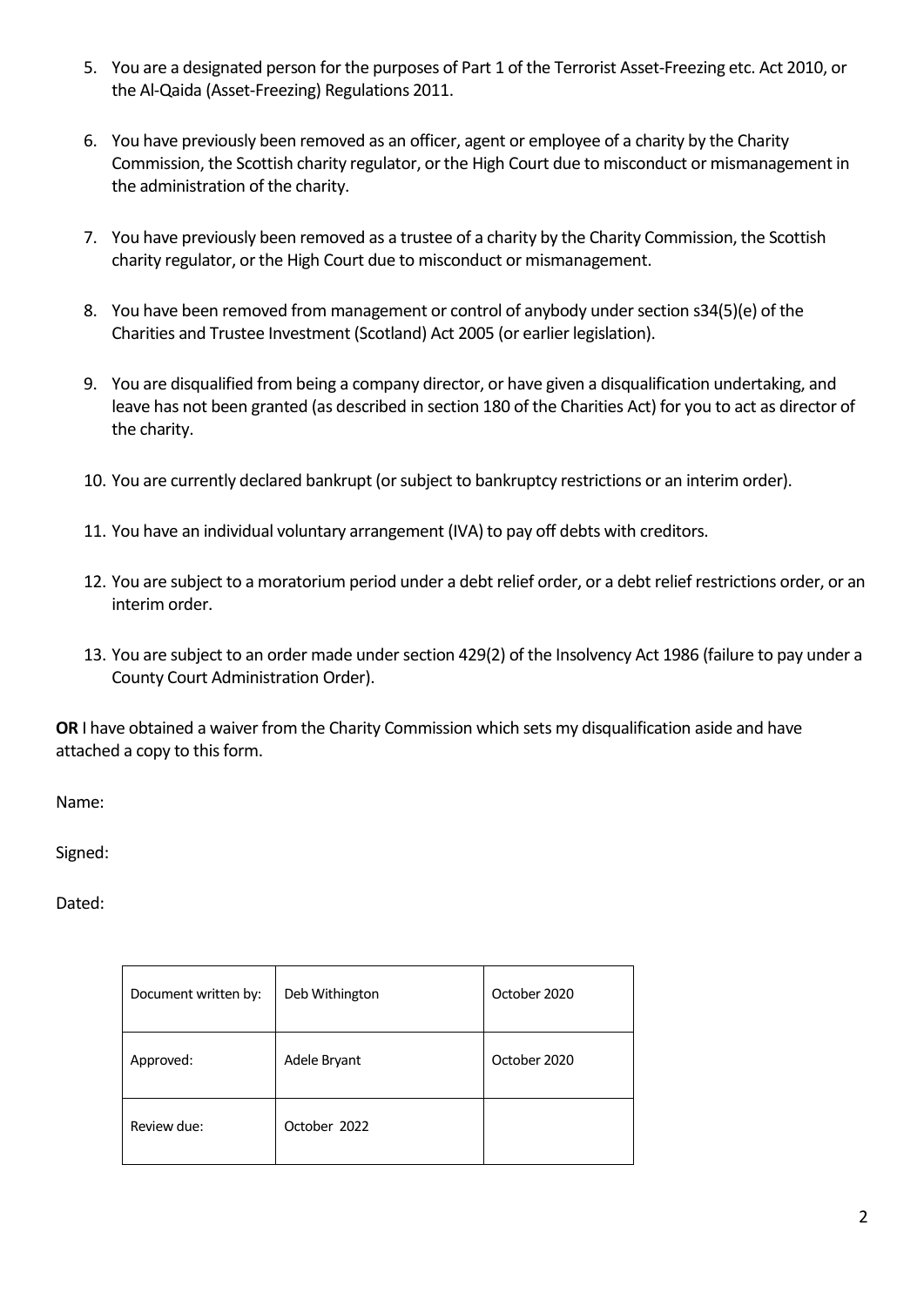5. You are a designated person for the purposes of Part 1 of the Terrorist Asset-Freezing etc. Act 2010, or the Al-Qaida (Asset-Freezing) Regulations 2011.

6. You have previously been removed as an officer, agent or employee of a charity by the Charity Commission, the Scottish charity regulator, or the High Court due to misconduct or mismanagement in the administration of the charity.

7. You have previously been removed as a trustee of a charity by the Charity Commission, the Scottish charity regulator, or the High Court due to misconduct or mismanagement.

8. You have been removed from management or control of anybody under section s34(5)(e) of the Charities and Trustee Investment (Scotland) Act 2005 (or earlier legislation).

9. You are disqualified from being a company director, or have given a disqualification undertaking, and leave has not been granted (as described in section 180 of the Charities Act) for you to act as director of the charity.

10. You are currently declared bankrupt (or subject to bankruptcy restrictions or an interim order).

11. You have an individual voluntary arrangement (IVA) to pay off debts with creditors.

12. You are subject to a moratorium period under a debt relief order, or a debt relief restrictions order, or an interim order.

13. You are subject to an order made under section 429(2) of the Insolvency Act 1986 (failure to pay under a County Court Administration Order).

**OR** I have obtained a waiver from the Charity Commission which sets my disqualification aside and have attached a copy to this form.

Name:

Signed:

Dated:

| | | |
|---|---|---|
| Document written by: | Deb Withington | October 2020 |
| Approved: | Adele Bryant | October 2020 |
| Review due: | October 2022 | |